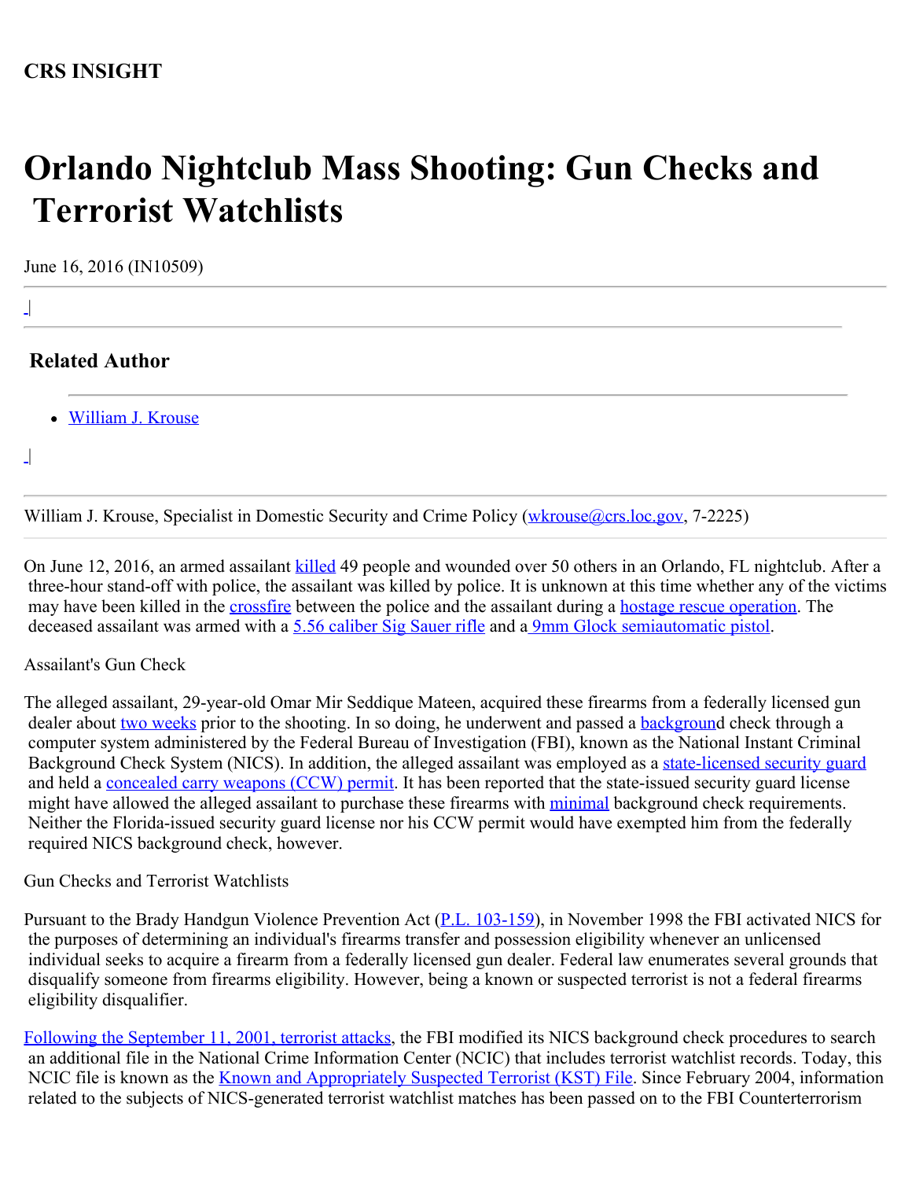**CRS INSIGHT**

# Orlando Nightclub Mass Shooting: Gun Checks and Terrorist Watchlists

June 16, 2016 (IN10509)

## Related Author

- William J. Krouse

William J. Krouse, Specialist in Domestic Security and Crime Policy (wkrouse@crs.loc.gov, 7-2225)

On June 12, 2016, an armed assailant killed 49 people and wounded over 50 others in an Orlando, FL nightclub. After a three-hour stand-off with police, the assailant was killed by police. It is unknown at this time whether any of the victims may have been killed in the crossfire between the police and the assailant during a hostage rescue operation. The deceased assailant was armed with a 5.56 caliber Sig Sauer rifle and a 9mm Glock semiautomatic pistol.

Assailant's Gun Check

The alleged assailant, 29-year-old Omar Mir Seddique Mateen, acquired these firearms from a federally licensed gun dealer about two weeks prior to the shooting. In so doing, he underwent and passed a background check through a computer system administered by the Federal Bureau of Investigation (FBI), known as the National Instant Criminal Background Check System (NICS). In addition, the alleged assailant was employed as a state-licensed security guard and held a concealed carry weapons (CCW) permit. It has been reported that the state-issued security guard license might have allowed the alleged assailant to purchase these firearms with minimal background check requirements. Neither the Florida-issued security guard license nor his CCW permit would have exempted him from the federally required NICS background check, however.

Gun Checks and Terrorist Watchlists

Pursuant to the Brady Handgun Violence Prevention Act (P.L. 103-159), in November 1998 the FBI activated NICS for the purposes of determining an individual's firearms transfer and possession eligibility whenever an unlicensed individual seeks to acquire a firearm from a federally licensed gun dealer. Federal law enumerates several grounds that disqualify someone from firearms eligibility. However, being a known or suspected terrorist is not a federal firearms eligibility disqualifier.

Following the September 11, 2001, terrorist attacks, the FBI modified its NICS background check procedures to search an additional file in the National Crime Information Center (NCIC) that includes terrorist watchlist records. Today, this NCIC file is known as the Known and Appropriately Suspected Terrorist (KST) File. Since February 2004, information related to the subjects of NICS-generated terrorist watchlist matches has been passed on to the FBI Counterterrorism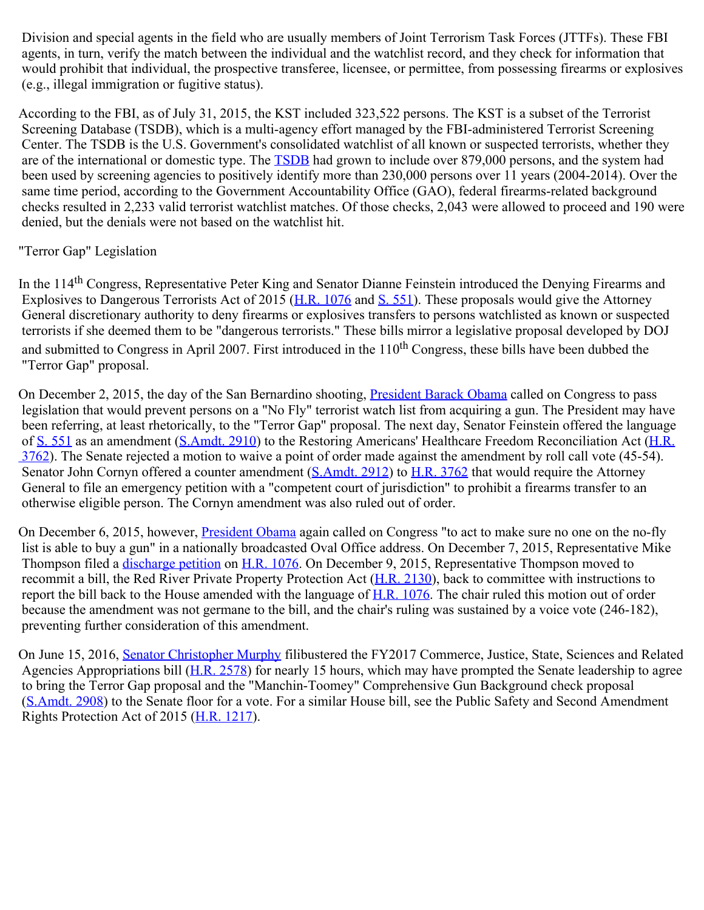Division and special agents in the field who are usually members of Joint Terrorism Task Forces (JTTFs). These FBI agents, in turn, verify the match between the individual and the watchlist record, and they check for information that would prohibit that individual, the prospective transferee, licensee, or permittee, from possessing firearms or explosives (e.g., illegal immigration or fugitive status).

According to the FBI, as of July 31, 2015, the KST included 323,522 persons. The KST is a subset of the Terrorist Screening Database (TSDB), which is a multi-agency effort managed by the FBI-administered Terrorist Screening Center. The TSDB is the U.S. Government's consolidated watchlist of all known or suspected terrorists, whether they are of the international or domestic type. The TSDB had grown to include over 879,000 persons, and the system had been used by screening agencies to positively identify more than 230,000 persons over 11 years (2004-2014). Over the same time period, according to the Government Accountability Office (GAO), federal firearms-related background checks resulted in 2,233 valid terrorist watchlist matches. Of those checks, 2,043 were allowed to proceed and 190 were denied, but the denials were not based on the watchlist hit.

"Terror Gap" Legislation

In the 114th Congress, Representative Peter King and Senator Dianne Feinstein introduced the Denying Firearms and Explosives to Dangerous Terrorists Act of 2015 (H.R. 1076 and S. 551). These proposals would give the Attorney General discretionary authority to deny firearms or explosives transfers to persons watchlisted as known or suspected terrorists if she deemed them to be "dangerous terrorists." These bills mirror a legislative proposal developed by DOJ and submitted to Congress in April 2007. First introduced in the 110th Congress, these bills have been dubbed the "Terror Gap" proposal.

On December 2, 2015, the day of the San Bernardino shooting, President Barack Obama called on Congress to pass legislation that would prevent persons on a "No Fly" terrorist watch list from acquiring a gun. The President may have been referring, at least rhetorically, to the "Terror Gap" proposal. The next day, Senator Feinstein offered the language of S. 551 as an amendment (S.Amdt. 2910) to the Restoring Americans' Healthcare Freedom Reconciliation Act (H.R. 3762). The Senate rejected a motion to waive a point of order made against the amendment by roll call vote (45-54). Senator John Cornyn offered a counter amendment (S.Amdt. 2912) to H.R. 3762 that would require the Attorney General to file an emergency petition with a "competent court of jurisdiction" to prohibit a firearms transfer to an otherwise eligible person. The Cornyn amendment was also ruled out of order.

On December 6, 2015, however, President Obama again called on Congress "to act to make sure no one on the no-fly list is able to buy a gun" in a nationally broadcasted Oval Office address. On December 7, 2015, Representative Mike Thompson filed a discharge petition on H.R. 1076. On December 9, 2015, Representative Thompson moved to recommit a bill, the Red River Private Property Protection Act (H.R. 2130), back to committee with instructions to report the bill back to the House amended with the language of H.R. 1076. The chair ruled this motion out of order because the amendment was not germane to the bill, and the chair's ruling was sustained by a voice vote (246-182), preventing further consideration of this amendment.

On June 15, 2016, Senator Christopher Murphy filibustered the FY2017 Commerce, Justice, State, Sciences and Related Agencies Appropriations bill (H.R. 2578) for nearly 15 hours, which may have prompted the Senate leadership to agree to bring the Terror Gap proposal and the "Manchin-Toomey" Comprehensive Gun Background check proposal (S.Amdt. 2908) to the Senate floor for a vote. For a similar House bill, see the Public Safety and Second Amendment Rights Protection Act of 2015 (H.R. 1217).